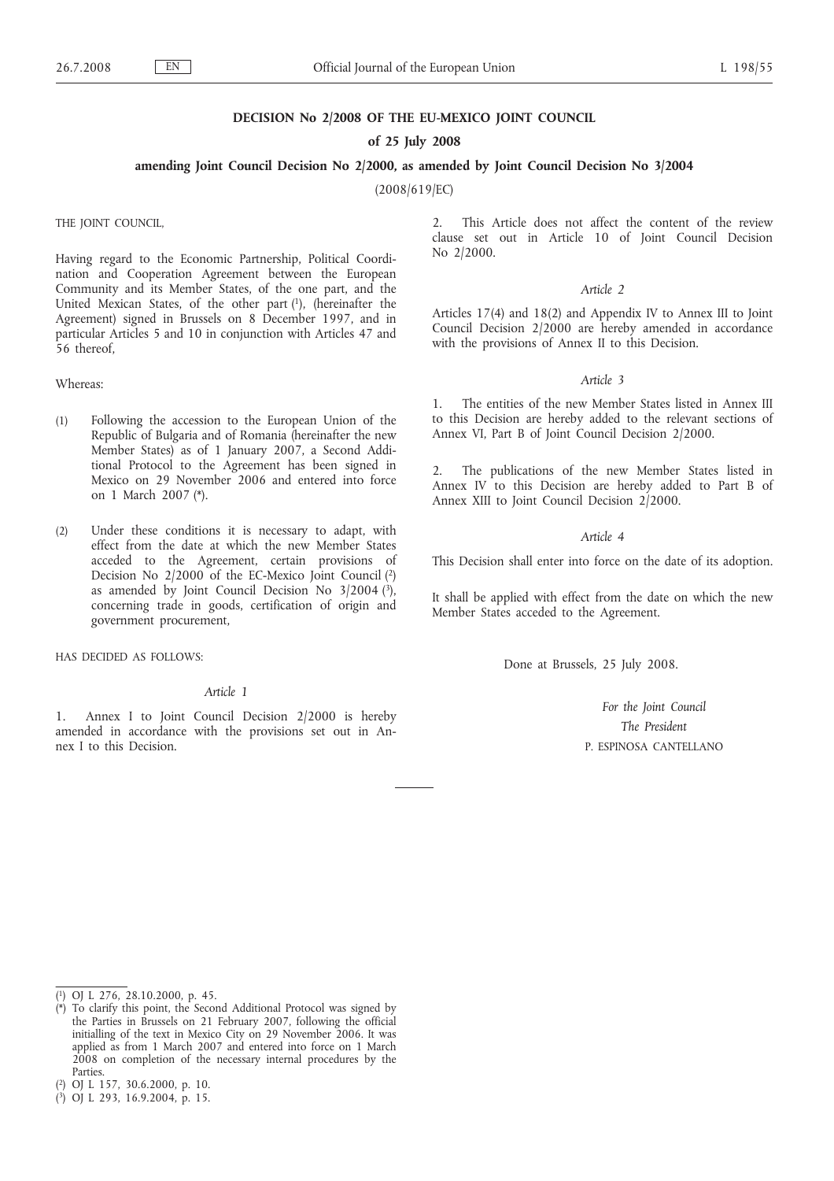# DECISION No 2/2008 OF THE EU-MEXICO JOINT COUNCIL

## of 25 July 2008

## amending Joint Council Decision No 2/2000, as amended by Joint Council Decision No 3/2004

(2008/619/EC)

THE JOINT COUNCIL,

Having regard to the Economic Partnership, Political Coordination and Cooperation Agreement between the European Community and its Member States, of the one part, and the United Mexican States, of the other part [1], (hereinafter the Agreement) signed in Brussels on 8 December 1997, and in particular Articles 5 and 10 in conjunction with Articles 47 and 56 thereof,

Whereas:

(1) Following the accession to the European Union of the Republic of Bulgaria and of Romania (hereinafter the new Member States) as of 1 January 2007, a Second Additional Protocol to the Agreement has been signed in Mexico on 29 November 2006 and entered into force on 1 March 2007 [*].

(2) Under these conditions it is necessary to adapt, with effect from the date at which the new Member States acceded to the Agreement, certain provisions of Decision No 2/2000 of the EC-Mexico Joint Council [2] as amended by Joint Council Decision No 3/2004 [3], concerning trade in goods, certification of origin and government procurement,

HAS DECIDED AS FOLLOWS:

*Article 1*

1. Annex I to Joint Council Decision 2/2000 is hereby amended in accordance with the provisions set out in Annex I to this Decision.

2. This Article does not affect the content of the review clause set out in Article 10 of Joint Council Decision No 2/2000.

*Article 2*

Articles 17(4) and 18(2) and Appendix IV to Annex III to Joint Council Decision 2/2000 are hereby amended in accordance with the provisions of Annex II to this Decision.

*Article 3*

1. The entities of the new Member States listed in Annex III to this Decision are hereby added to the relevant sections of Annex VI, Part B of Joint Council Decision 2/2000.

2. The publications of the new Member States listed in Annex IV to this Decision are hereby added to Part B of Annex XIII to Joint Council Decision 2/2000.

*Article 4*

This Decision shall enter into force on the date of its adoption.

It shall be applied with effect from the date on which the new Member States acceded to the Agreement.

Done at Brussels, 25 July 2008.

*For the Joint Council*

*The President*

P. ESPINOSA CANTELLANO

---

[1] OJ L 276, 28.10.2000, p. 45.

[*] To clarify this point, the Second Additional Protocol was signed by the Parties in Brussels on 21 February 2007, following the official initialling of the text in Mexico City on 29 November 2006. It was applied as from 1 March 2007 and entered into force on 1 March 2008 on completion of the necessary internal procedures by the Parties.

[2] OJ L 157, 30.6.2000, p. 10.

[3] OJ L 293, 16.9.2004, p. 15.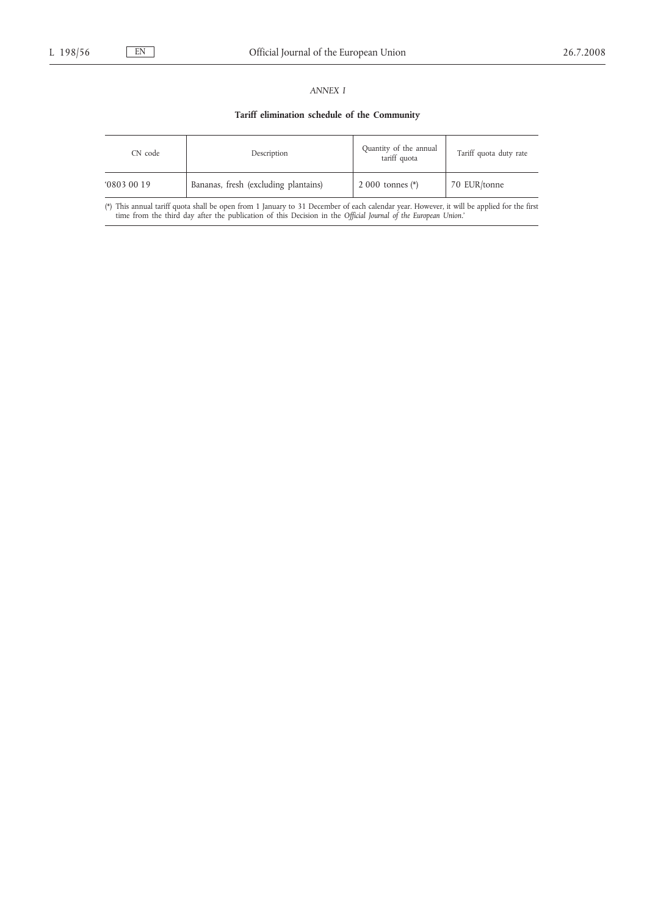*ANNEX I*

## Tariff elimination schedule of the Community

| CN code | Description | Quantity of the annual tariff quota | Tariff quota duty rate |
|---|---|---|---|
| '0803 00 19 | Bananas, fresh (excluding plantains) | 2 000 tonnes (*) | 70 EUR/tonne |

(*) This annual tariff quota shall be open from 1 January to 31 December of each calendar year. However, it will be applied for the first time from the third day after the publication of this Decision in the *Official Journal of the European Union*.'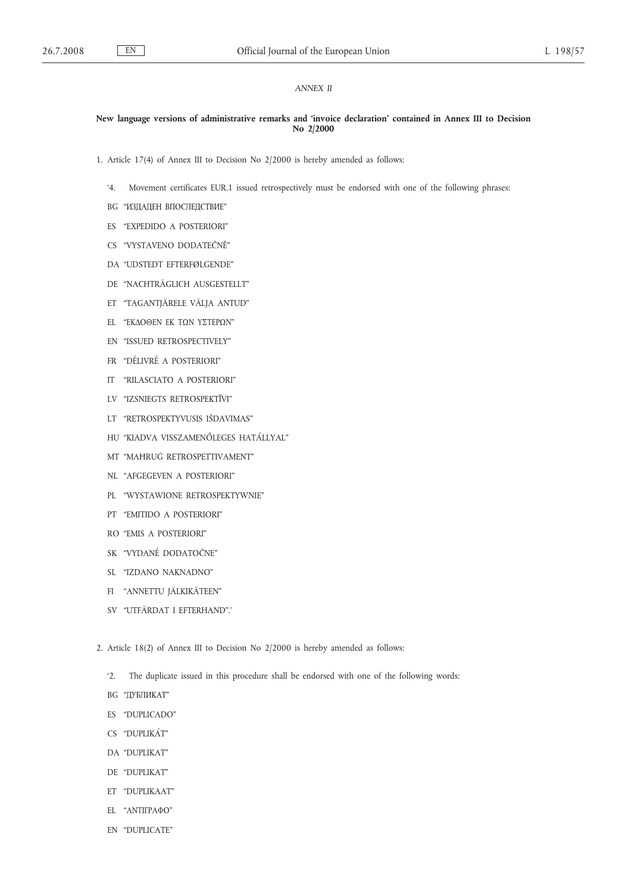*ANNEX II*

**New language versions of administrative remarks and 'invoice declaration' contained in Annex III to Decision No 2/2000**

1. Article 17(4) of Annex III to Decision No 2/2000 is hereby amended as follows:

'4. Movement certificates EUR.1 issued retrospectively must be endorsed with one of the following phrases:

BG "ИЗДАДЕН ВПОСЛЕДСТВИЕ"

ES "EXPEDIDO A POSTERIORI"

CS "VYSTAVENO DODATEČNĚ"

DA "UDSTEDT EFTERFØLGENDE"

DE "NACHTRÄGLICH AUSGESTELLT"

ET "TAGANTJÄRELE VÄLJA ANTUD"

EL "ΕΚΔΟΘΕΝ ΕΚ ΤΩΝ ΥΣΤΕΡΩΝ"

EN "ISSUED RETROSPECTIVELY"

FR "DÉLIVRÉ A POSTERIORI"

IT "RILASCIATO A POSTERIORI"

LV "IZSNIEGTS RETROSPEKTĪVI"

LT "RETROSPEKTYVUSIS IŠDAVIMAS"

HU "KIADVA VISSZAMENŐLEGES HATÁLLYAL"

MT "MAĦRUĠ RETROSPETTIVAMENT"

NL "AFGEGEVEN A POSTERIORI"

PL "WYSTAWIONE RETROSPEKTYWNIE"

PT "EMITIDO A POSTERIORI"

RO "EMIS A POSTERIORI"

SK "VYDANÉ DODATOČNE"

SL "IZDANO NAKNADNO"

FI "ANNETTU JÄLKIKÄTEEN"

SV "UTFÄRDAT I EFTERHAND".'

2. Article 18(2) of Annex III to Decision No 2/2000 is hereby amended as follows:

'2. The duplicate issued in this procedure shall be endorsed with one of the following words:

BG "ДУБЛИКАТ"

ES "DUPLICADO"

CS "DUPLIKÁT"

DA "DUPLIKAT"

DE "DUPLIKAT"

ET "DUPLIKAAT"

EL "ΑΝΤΙΓΡΑΦΟ"

EN "DUPLICATE"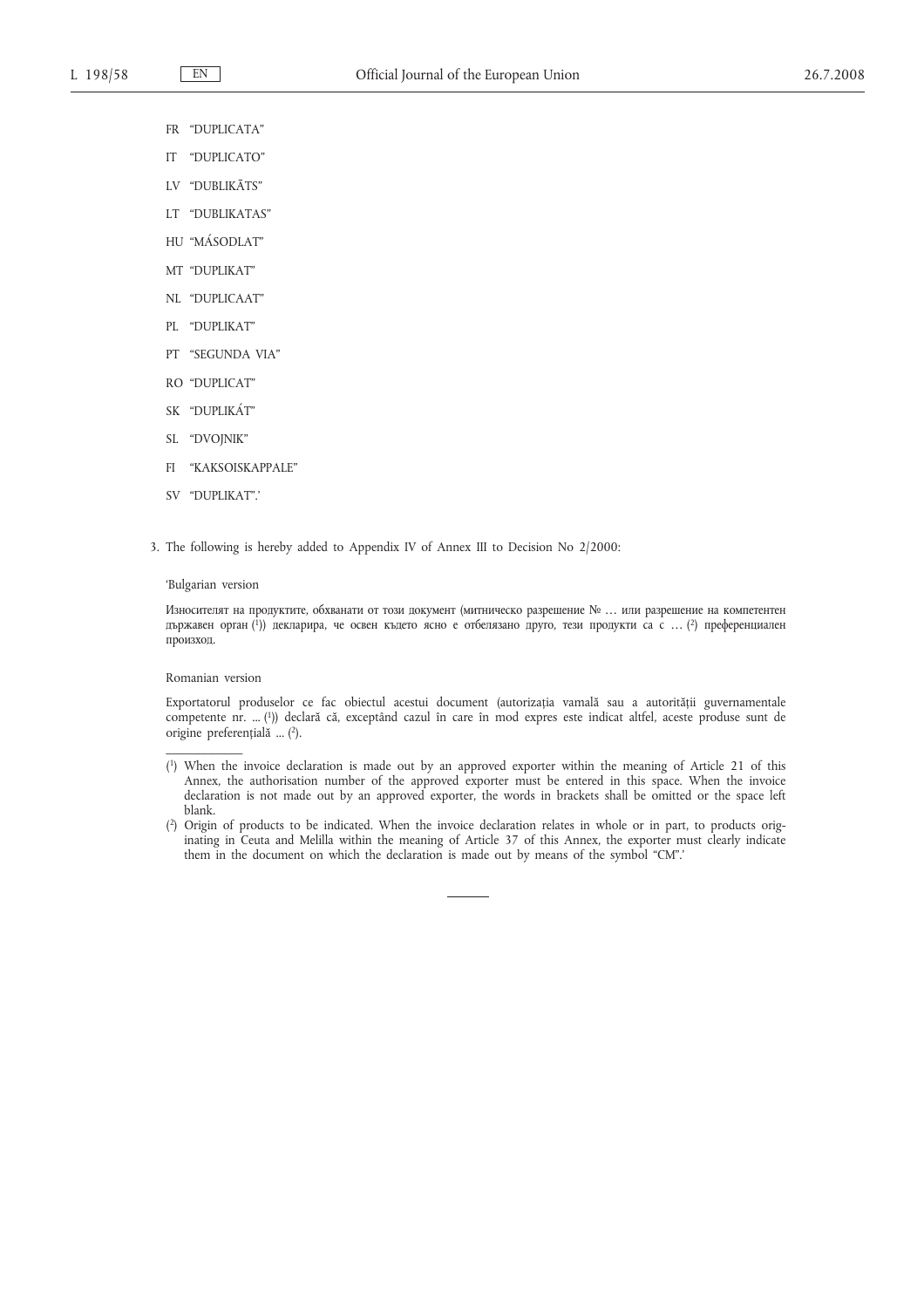FR "DUPLICATA"

IT "DUPLICATO"

LV "DUBLIKĀTS"

LT "DUBLIKATAS"

HU "MÁSODLAT"

MT "DUPLIKAT"

NL "DUPLICAAT"

PL "DUPLIKAT"

PT "SEGUNDA VIA"

RO "DUPLICAT"

SK "DUPLIKÁT"

SL "DVOJNIK"

FI "KAKSOISKAPPALE"

SV "DUPLIKAT".'

3. The following is hereby added to Appendix IV of Annex III to Decision No 2/2000:

'Bulgarian version

Износителят на продуктите, обхванати от този документ (митническо разрешение № … или разрешение на компетентен държавен орган [1]) декларира, че освен където ясно е отбелязано друго, тези продукти са с … [2] преференциален произход.

Romanian version

Exportatorul produselor ce fac obiectul acestui document (autorizația vamală sau a autorității guvernamentale competente nr. ... [1]) declară că, exceptând cazul în care în mod expres este indicat altfel, aceste produse sunt de origine preferențială ... [2].

---

[1] When the invoice declaration is made out by an approved exporter within the meaning of Article 21 of this Annex, the authorisation number of the approved exporter must be entered in this space. When the invoice declaration is not made out by an approved exporter, the words in brackets shall be omitted or the space left blank.

[2] Origin of products to be indicated. When the invoice declaration relates in whole or in part, to products originating in Ceuta and Melilla within the meaning of Article 37 of this Annex, the exporter must clearly indicate them in the document on which the declaration is made out by means of the symbol "CM".'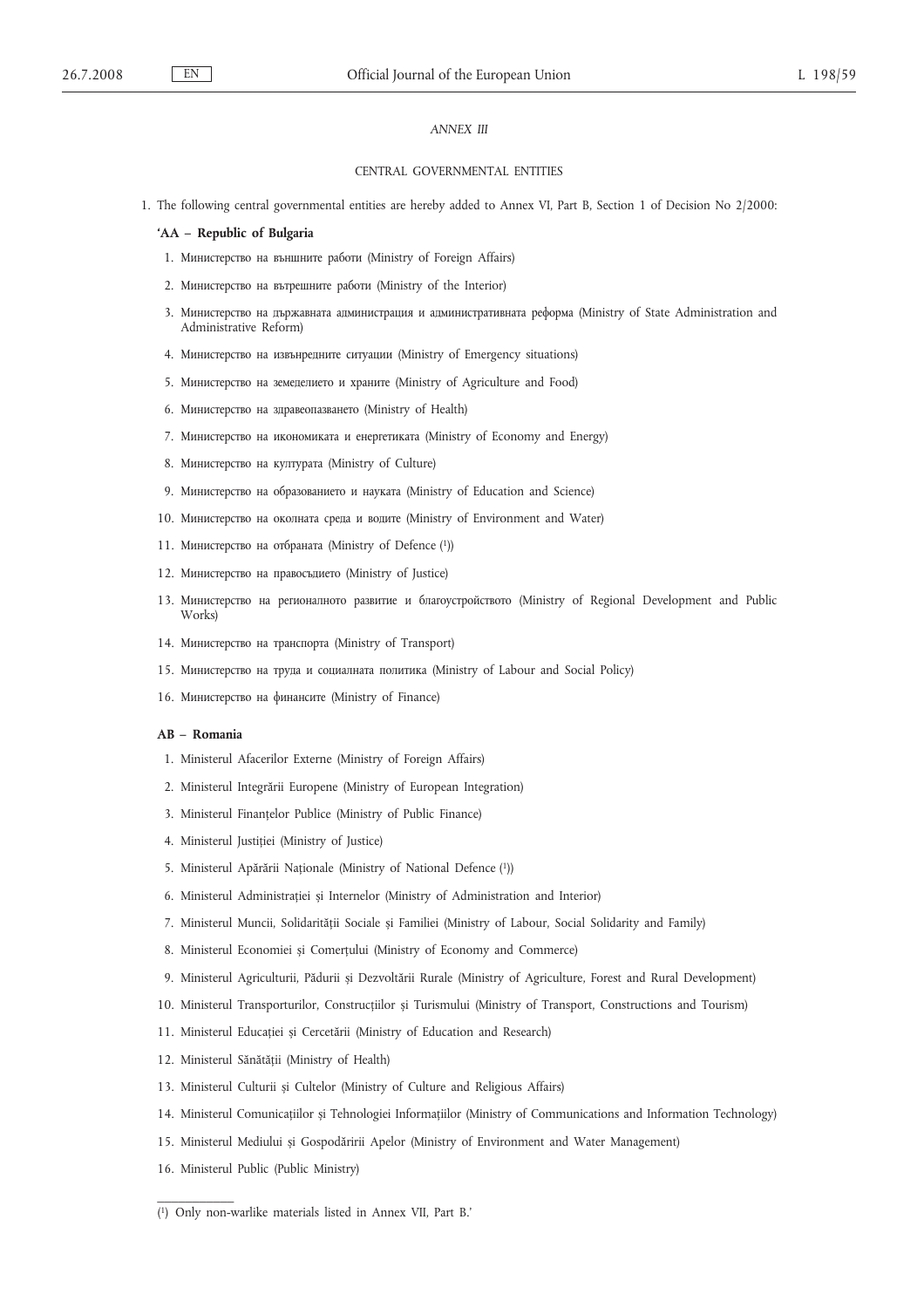*ANNEX III*

CENTRAL GOVERNMENTAL ENTITIES

1. The following central governmental entities are hereby added to Annex VI, Part B, Section 1 of Decision No 2/2000:

**'AA – Republic of Bulgaria**

1. Министерство на външните работи (Ministry of Foreign Affairs)
2. Министерство на вътрешните работи (Ministry of the Interior)
3. Министерство на държавната администрация и административната реформа (Ministry of State Administration and Administrative Reform)
4. Министерство на извънредните ситуации (Ministry of Emergency situations)
5. Министерство на земеделието и храните (Ministry of Agriculture and Food)
6. Министерство на здравеопазването (Ministry of Health)
7. Министерство на икономиката и енергетиката (Ministry of Economy and Energy)
8. Министерство на културата (Ministry of Culture)
9. Министерство на образованието и науката (Ministry of Education and Science)
10. Министерство на околната среда и водите (Ministry of Environment and Water)
11. Министерство на отбраната (Ministry of Defence [1])
12. Министерство на правосъдието (Ministry of Justice)
13. Министерство на регионалното развитие и благоустройството (Ministry of Regional Development and Public Works)
14. Министерство на транспорта (Ministry of Transport)
15. Министерство на труда и социалната политика (Ministry of Labour and Social Policy)
16. Министерство на финансите (Ministry of Finance)

**AB – Romania**

1. Ministerul Afacerilor Externe (Ministry of Foreign Affairs)
2. Ministerul Integrării Europene (Ministry of European Integration)
3. Ministerul Finanțelor Publice (Ministry of Public Finance)
4. Ministerul Justiției (Ministry of Justice)
5. Ministerul Apărării Naționale (Ministry of National Defence [1])
6. Ministerul Administrației și Internelor (Ministry of Administration and Interior)
7. Ministerul Muncii, Solidarității Sociale și Familiei (Ministry of Labour, Social Solidarity and Family)
8. Ministerul Economiei și Comerțului (Ministry of Economy and Commerce)
9. Ministerul Agriculturii, Pădurii și Dezvoltării Rurale (Ministry of Agriculture, Forest and Rural Development)
10. Ministerul Transporturilor, Construcțiilor și Turismului (Ministry of Transport, Constructions and Tourism)
11. Ministerul Educației și Cercetării (Ministry of Education and Research)
12. Ministerul Sănătății (Ministry of Health)
13. Ministerul Culturii și Cultelor (Ministry of Culture and Religious Affairs)
14. Ministerul Comunicațiilor și Tehnologiei Informațiilor (Ministry of Communications and Information Technology)
15. Ministerul Mediului și Gospodăririi Apelor (Ministry of Environment and Water Management)
16. Ministerul Public (Public Ministry)

---

[1] Only non-warlike materials listed in Annex VII, Part B.'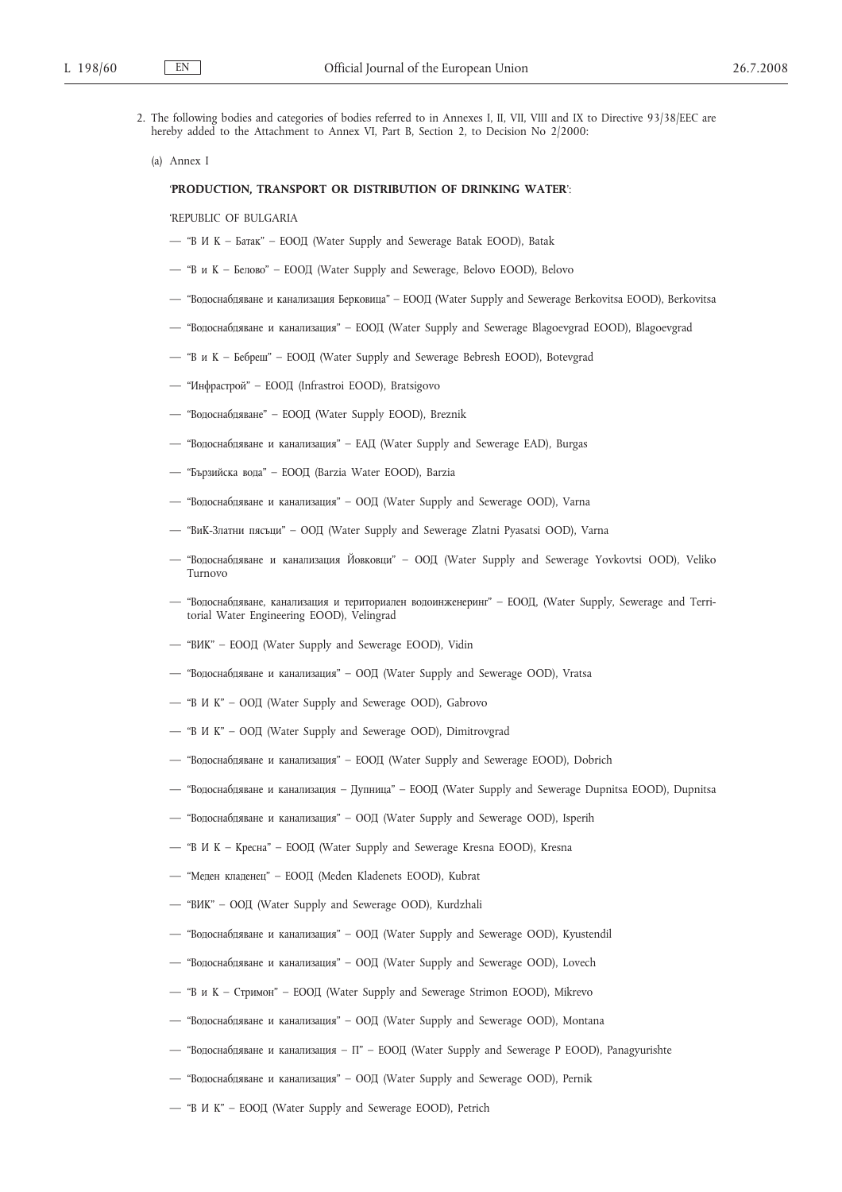2. The following bodies and categories of bodies referred to in Annexes I, II, VII, VIII and IX to Directive 93/38/EEC are hereby added to the Attachment to Annex VI, Part B, Section 2, to Decision No 2/2000:

(a) Annex I

'**PRODUCTION, TRANSPORT OR DISTRIBUTION OF DRINKING WATER**':

'REPUBLIC OF BULGARIA

— "В И К – Батак" – ЕООД (Water Supply and Sewerage Batak EOOD), Batak

— "В и К – Белово" – ЕООД (Water Supply and Sewerage, Belovo EOOD), Belovo

— "Водоснабдяване и канализация Берковица" – ЕООД (Water Supply and Sewerage Berkovitsa EOOD), Berkovitsa

— "Водоснабдяване и канализация" – ЕООД (Water Supply and Sewerage Blagoevgrad EOOD), Blagoevgrad

— "В и К – Бебреш" – ЕООД (Water Supply and Sewerage Bebresh EOOD), Botevgrad

— "Инфрастрой" – ЕООД (Infrastroi EOOD), Bratsigovo

— "Водоснабдяване" – ЕООД (Water Supply EOOD), Breznik

— "Водоснабдяване и канализация" – ЕАД (Water Supply and Sewerage EAD), Burgas

— "Бързийска вода" – ЕООД (Barzia Water EOOD), Barzia

— "Водоснабдяване и канализация" – ООД (Water Supply and Sewerage OOD), Varna

— "ВиК-Златни пясъци" – ООД (Water Supply and Sewerage Zlatni Pyasatsi OOD), Varna

— "Водоснабдяване и канализация Йовковци" – ООД (Water Supply and Sewerage Yovkovtsi OOD), Veliko Turnovo

— "Водоснабдяване, канализация и териториален водоинженеринг" – ЕООД, (Water Supply, Sewerage and Territorial Water Engineering EOOD), Velingrad

— "ВИК" – ЕООД (Water Supply and Sewerage EOOD), Vidin

— "Водоснабдяване и канализация" – ООД (Water Supply and Sewerage OOD), Vratsa

— "В И К" – ООД (Water Supply and Sewerage OOD), Gabrovo

— "В И К" – ООД (Water Supply and Sewerage OOD), Dimitrovgrad

— "Водоснабдяване и канализация" – ЕООД (Water Supply and Sewerage EOOD), Dobrich

— "Водоснабдяване и канализация – Дупница" – ЕООД (Water Supply and Sewerage Dupnitsa EOOD), Dupnitsa

— "Водоснабдяване и канализация" – ООД (Water Supply and Sewerage OOD), Isperih

— "В И К – Кресна" – ЕООД (Water Supply and Sewerage Kresna EOOD), Kresna

— "Меден кладенец" – ЕООД (Meden Kladenets EOOD), Kubrat

— "ВИК" – ООД (Water Supply and Sewerage OOD), Kurdzhali

— "Водоснабдяване и канализация" – ООД (Water Supply and Sewerage OOD), Kyustendil

— "Водоснабдяване и канализация" – ООД (Water Supply and Sewerage OOD), Lovech

— "В и К – Стримон" – ЕООД (Water Supply and Sewerage Strimon EOOD), Mikrevo

— "Водоснабдяване и канализация" – ООД (Water Supply and Sewerage OOD), Montana

— "Водоснабдяване и канализация – П" – ЕООД (Water Supply and Sewerage P EOOD), Panagyurishte

— "Водоснабдяване и канализация" – ООД (Water Supply and Sewerage OOD), Pernik

— "В И К" – ЕООД (Water Supply and Sewerage EOOD), Petrich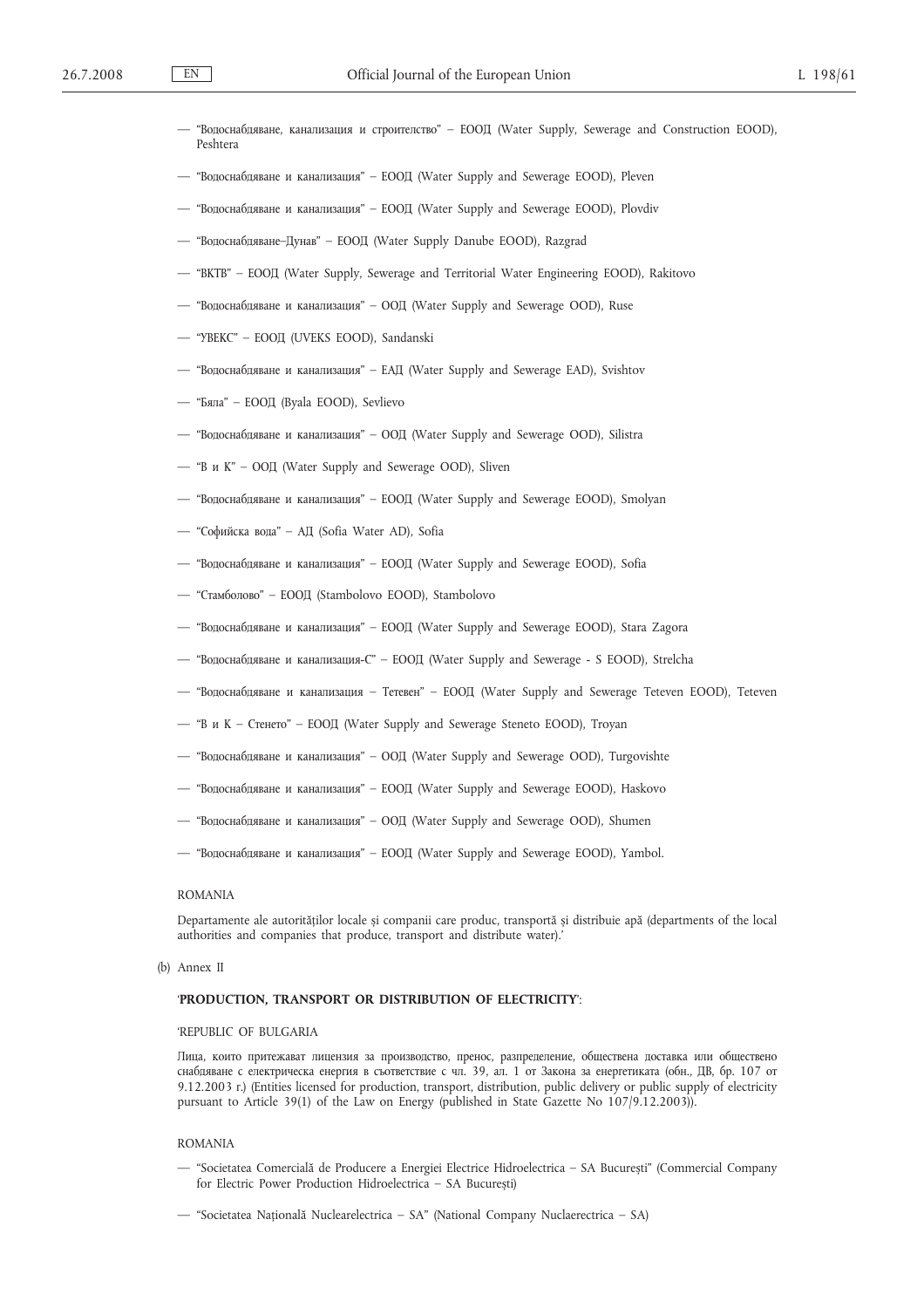— "Водоснабдяване, канализация и строителство" – ЕООД (Water Supply, Sewerage and Construction EOOD), Peshtera

— "Водоснабдяване и канализация" – ЕООД (Water Supply and Sewerage EOOD), Pleven

— "Водоснабдяване и канализация" – ЕООД (Water Supply and Sewerage EOOD), Plovdiv

— "Водоснабдяване–Дунав" – ЕООД (Water Supply Danube EOOD), Razgrad

— "ВКТВ" – ЕООД (Water Supply, Sewerage and Territorial Water Engineering EOOD), Rakitovo

— "Водоснабдяване и канализация" – ООД (Water Supply and Sewerage OOD), Ruse

— "УВЕКС" – ЕООД (UVEKS EOOD), Sandanski

— "Водоснабдяване и канализация" – ЕАД (Water Supply and Sewerage EAD), Svishtov

— "Бяла" – ЕООД (Byala EOOD), Sevlievo

— "Водоснабдяване и канализация" – ООД (Water Supply and Sewerage OOD), Silistra

— "В и К" – ООД (Water Supply and Sewerage OOD), Sliven

— "Водоснабдяване и канализация" – ЕООД (Water Supply and Sewerage EOOD), Smolyan

— "Софийска вода" – АД (Sofia Water AD), Sofia

— "Водоснабдяване и канализация" – ЕООД (Water Supply and Sewerage EOOD), Sofia

— "Стамболово" – ЕООД (Stambolovo EOOD), Stambolovo

— "Водоснабдяване и канализация" – ЕООД (Water Supply and Sewerage EOOD), Stara Zagora

— "Водоснабдяване и канализация-С" – ЕООД (Water Supply and Sewerage - S EOOD), Strelcha

— "Водоснабдяване и канализация – Тетевен" – ЕООД (Water Supply and Sewerage Teteven EOOD), Teteven

— "В и К – Стенето" – ЕООД (Water Supply and Sewerage Steneto EOOD), Troyan

— "Водоснабдяване и канализация" – ООД (Water Supply and Sewerage OOD), Turgovishte

— "Водоснабдяване и канализация" – ЕООД (Water Supply and Sewerage EOOD), Haskovo

— "Водоснабдяване и канализация" – ООД (Water Supply and Sewerage OOD), Shumen

— "Водоснабдяване и канализация" – ЕООД (Water Supply and Sewerage EOOD), Yambol.

ROMANIA

Departamente ale autorităților locale și companii care produc, transportă și distribuie apă (departments of the local authorities and companies that produce, transport and distribute water).'

(b) Annex II

'**PRODUCTION, TRANSPORT OR DISTRIBUTION OF ELECTRICITY**':

'REPUBLIC OF BULGARIA

Лица, които притежават лицензия за производство, пренос, разпределение, обществена доставка или обществено снабдяване с електрическа енергия в съответствие с чл. 39, ал. 1 от Закона за енергетиката (обн., ДВ, бр. 107 от 9.12.2003 г.) (Entities licensed for production, transport, distribution, public delivery or public supply of electricity pursuant to Article 39(1) of the Law on Energy (published in State Gazette No 107/9.12.2003)).

ROMANIA

— "Societatea Comercială de Producere a Energiei Electrice Hidroelectrica – SA București" (Commercial Company for Electric Power Production Hidroelectrica – SA București)

— "Societatea Națională Nuclearelectrica – SA" (National Company Nuclaerectrica – SA)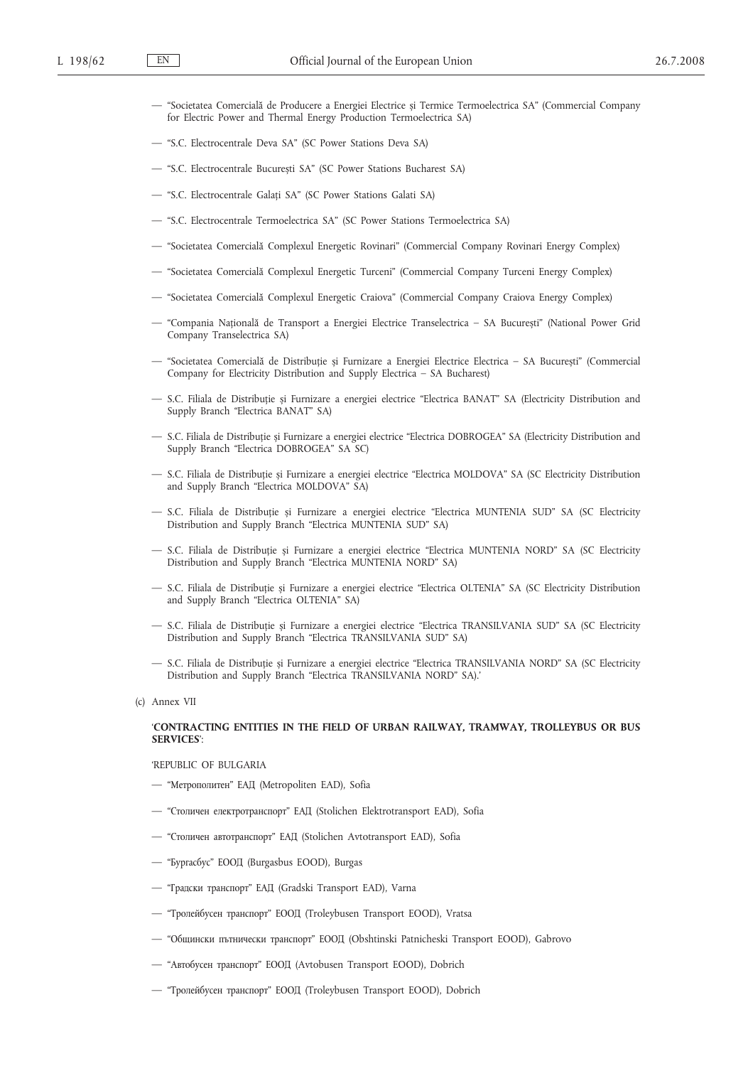— "Societatea Comercială de Producere a Energiei Electrice și Termice Termoelectrica SA" (Commercial Company for Electric Power and Thermal Energy Production Termoelectrica SA)

— "S.C. Electrocentrale Deva SA" (SC Power Stations Deva SA)

— "S.C. Electrocentrale București SA" (SC Power Stations Bucharest SA)

— "S.C. Electrocentrale Galați SA" (SC Power Stations Galati SA)

— "S.C. Electrocentrale Termoelectrica SA" (SC Power Stations Termoelectrica SA)

— "Societatea Comercială Complexul Energetic Rovinari" (Commercial Company Rovinari Energy Complex)

— "Societatea Comercială Complexul Energetic Turceni" (Commercial Company Turceni Energy Complex)

— "Societatea Comercială Complexul Energetic Craiova" (Commercial Company Craiova Energy Complex)

— "Compania Națională de Transport a Energiei Electrice Transelectrica – SA București" (National Power Grid Company Transelectrica SA)

— "Societatea Comercială de Distribuție și Furnizare a Energiei Electrice Electrica – SA București" (Commercial Company for Electricity Distribution and Supply Electrica – SA Bucharest)

— S.C. Filiala de Distribuție și Furnizare a energiei electrice "Electrica BANAT" SA (Electricity Distribution and Supply Branch "Electrica BANAT" SA)

— S.C. Filiala de Distribuție și Furnizare a energiei electrice "Electrica DOBROGEA" SA (Electricity Distribution and Supply Branch "Electrica DOBROGEA" SA SC)

— S.C. Filiala de Distribuție și Furnizare a energiei electrice "Electrica MOLDOVA" SA (SC Electricity Distribution and Supply Branch "Electrica MOLDOVA" SA)

— S.C. Filiala de Distribuție și Furnizare a energiei electrice "Electrica MUNTENIA SUD" SA (SC Electricity Distribution and Supply Branch "Electrica MUNTENIA SUD" SA)

— S.C. Filiala de Distribuție și Furnizare a energiei electrice "Electrica MUNTENIA NORD" SA (SC Electricity Distribution and Supply Branch "Electrica MUNTENIA NORD" SA)

— S.C. Filiala de Distribuție și Furnizare a energiei electrice "Electrica OLTENIA" SA (SC Electricity Distribution and Supply Branch "Electrica OLTENIA" SA)

— S.C. Filiala de Distribuție și Furnizare a energiei electrice "Electrica TRANSILVANIA SUD" SA (SC Electricity Distribution and Supply Branch "Electrica TRANSILVANIA SUD" SA)

— S.C. Filiala de Distribuție și Furnizare a energiei electrice "Electrica TRANSILVANIA NORD" SA (SC Electricity Distribution and Supply Branch "Electrica TRANSILVANIA NORD" SA).'

(c) Annex VII

'**CONTRACTING ENTITIES IN THE FIELD OF URBAN RAILWAY, TRAMWAY, TROLLEYBUS OR BUS SERVICES**':

'REPUBLIC OF BULGARIA

— "Метрополитен" ЕАД (Metropoliten EAD), Sofia

— "Столичен електротранспорт" ЕАД (Stolichen Elektrotransport EAD), Sofia

— "Столичен автотранспорт" ЕАД (Stolichen Avtotransport EAD), Sofia

— "Бургасбус" ЕООД (Burgasbus EOOD), Burgas

— "Градски транспорт" ЕАД (Gradski Transport EAD), Varna

— "Тролейбусен транспорт" ЕООД (Troleybusen Transport EOOD), Vratsa

— "Общински пътнически транспорт" ЕООД (Obshtinski Patnicheski Transport EOOD), Gabrovo

— "Автобусен транспорт" ЕООД (Avtobusen Transport EOOD), Dobrich

— "Тролейбусен транспорт" ЕООД (Troleybusen Transport EOOD), Dobrich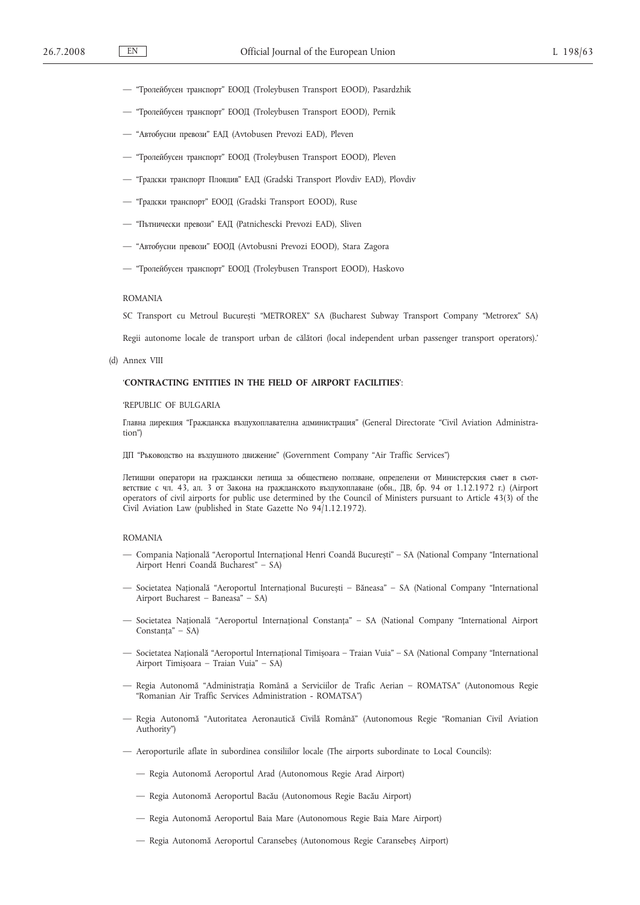- "Тролейбусен транспорт" ЕООД (Troleybusen Transport EOOD), Pasardzhik

- "Тролейбусен транспорт" ЕООД (Troleybusen Transport EOOD), Pernik

- "Автобусни превози" ЕАД (Avtobusen Prevozi EAD), Pleven

- "Тролейбусен транспорт" ЕООД (Troleybusen Transport EOOD), Pleven

- "Градски транспорт Пловдив" ЕАД (Gradski Transport Plovdiv EAD), Plovdiv

- "Градски транспорт" ЕООД (Gradski Transport EOOD), Ruse

- "Пътнически превози" ЕАД (Patnichescki Prevozi EAD), Sliven

- "Автобусни превози" ЕООД (Avtobusni Prevozi EOOD), Stara Zagora

- "Тролейбусен транспорт" ЕООД (Troleybusen Transport EOOD), Haskovo

ROMANIA

SC Transport cu Metroul București "METROREX" SA (Bucharest Subway Transport Company "Metrorex" SA)

Regii autonome locale de transport urban de călători (local independent urban passenger transport operators).'

(d) Annex VIII

'**CONTRACTING ENTITIES IN THE FIELD OF AIRPORT FACILITIES**':

'REPUBLIC OF BULGARIA

Главна дирекция "Гражданска въздухоплавателна администрация" (General Directorate "Civil Aviation Administration")

ДП "Ръководство на въздушното движение" (Government Company "Air Traffic Services")

Летищни оператори на граждански летища за обществено ползване, определени от Министерския съвет в съответствие с чл. 43, ал. 3 от Закона на гражданското въздухоплаване (обн., ДВ, бр. 94 от 1.12.1972 г.) (Airport operators of civil airports for public use determined by the Council of Ministers pursuant to Article 43(3) of the Civil Aviation Law (published in State Gazette No 94/1.12.1972).

ROMANIA

- Compania Națională "Aeroportul Internațional Henri Coandă București" – SA (National Company "International Airport Henri Coandă Bucharest" – SA)

- Societatea Națională "Aeroportul Internațional București – Băneasa" – SA (National Company "International Airport Bucharest – Baneasa" – SA)

- Societatea Națională "Aeroportul Internațional Constanța" – SA (National Company "International Airport Constanța" – SA)

- Societatea Națională "Aeroportul Internațional Timișoara – Traian Vuia" – SA (National Company "International Airport Timișoara – Traian Vuia" – SA)

- Regia Autonomă "Administrația Română a Serviciilor de Trafic Aerian – ROMATSA" (Autonomous Regie "Romanian Air Traffic Services Administration - ROMATSA")

- Regia Autonomă "Autoritatea Aeronautică Civilă Română" (Autonomous Regie "Romanian Civil Aviation Authority")

- Aeroporturile aflate în subordinea consiliilor locale (The airports subordinate to Local Councils):

  - Regia Autonomă Aeroportul Arad (Autonomous Regie Arad Airport)

  - Regia Autonomă Aeroportul Bacău (Autonomous Regie Bacău Airport)

  - Regia Autonomă Aeroportul Baia Mare (Autonomous Regie Baia Mare Airport)

  - Regia Autonomă Aeroportul Caransebeș (Autonomous Regie Caransebeș Airport)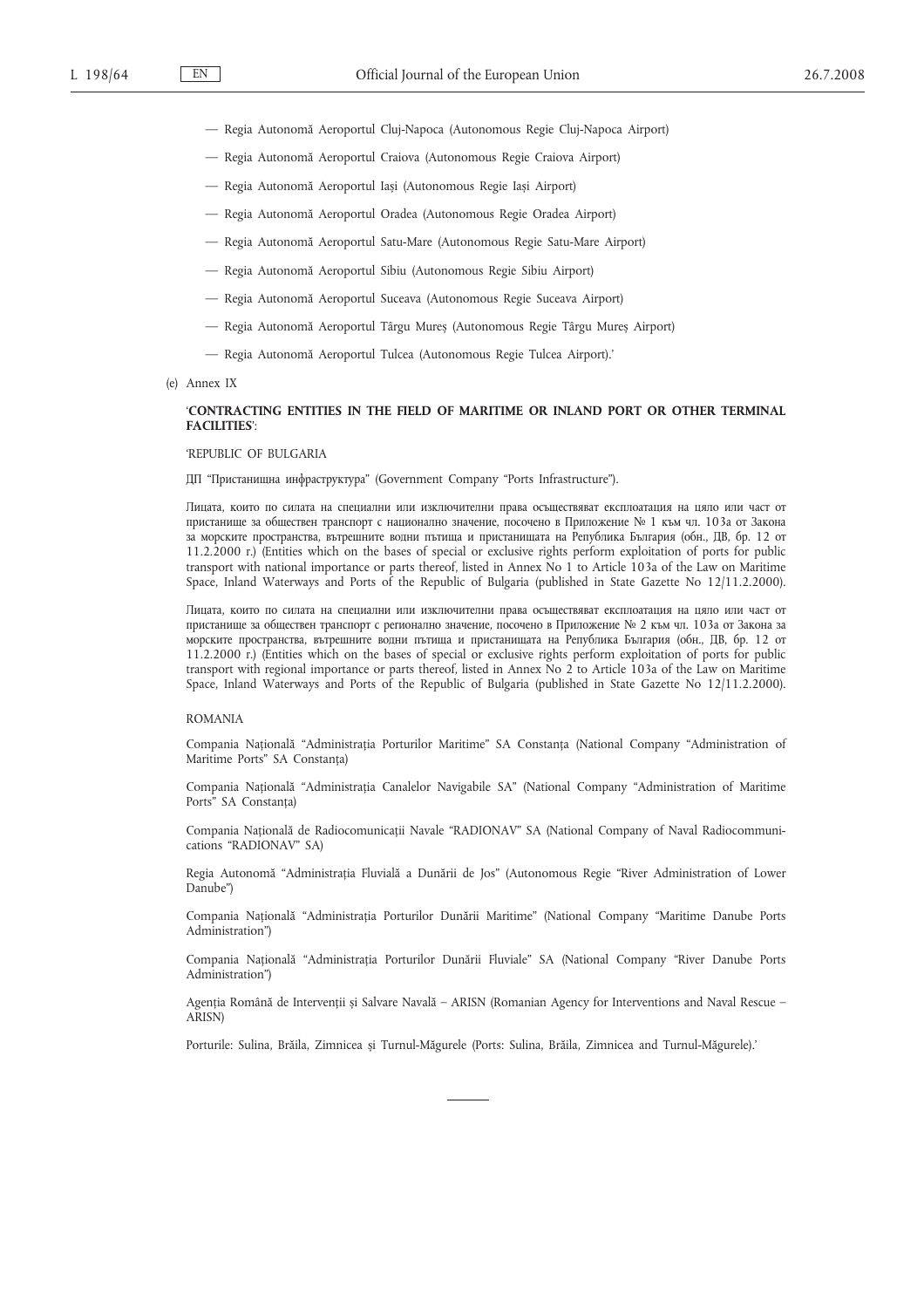— Regia Autonomă Aeroportul Cluj-Napoca (Autonomous Regie Cluj-Napoca Airport)

— Regia Autonomă Aeroportul Craiova (Autonomous Regie Craiova Airport)

— Regia Autonomă Aeroportul Iași (Autonomous Regie Iași Airport)

— Regia Autonomă Aeroportul Oradea (Autonomous Regie Oradea Airport)

— Regia Autonomă Aeroportul Satu-Mare (Autonomous Regie Satu-Mare Airport)

— Regia Autonomă Aeroportul Sibiu (Autonomous Regie Sibiu Airport)

— Regia Autonomă Aeroportul Suceava (Autonomous Regie Suceava Airport)

— Regia Autonomă Aeroportul Târgu Mureș (Autonomous Regie Târgu Mureș Airport)

— Regia Autonomă Aeroportul Tulcea (Autonomous Regie Tulcea Airport).'

(e) Annex IX

'**CONTRACTING ENTITIES IN THE FIELD OF MARITIME OR INLAND PORT OR OTHER TERMINAL FACILITIES**':

'REPUBLIC OF BULGARIA

ДП "Пристанищна инфраструктура" (Government Company "Ports Infrastructure").

Лицата, които по силата на специални или изключителни права осъществяват експлоатация на цяло или част от пристанище за обществен транспорт с национално значение, посочено в Приложение № 1 към чл. 103а от Закона за морските пространства, вътрешните водни пътища и пристанищата на Република България (обн., ДВ, бр. 12 от 11.2.2000 г.) (Entities which on the bases of special or exclusive rights perform exploitation of ports for public transport with national importance or parts thereof, listed in Annex No 1 to Article 103a of the Law on Maritime Space, Inland Waterways and Ports of the Republic of Bulgaria (published in State Gazette No 12/11.2.2000).

Лицата, които по силата на специални или изключителни права осъществяват експлоатация на цяло или част от пристанище за обществен транспорт с регионално значение, посочено в Приложение № 2 към чл. 103а от Закона за морските пространства, вътрешните водни пътища и пристанищата на Република България (обн., ДВ, бр. 12 от 11.2.2000 г.) (Entities which on the bases of special or exclusive rights perform exploitation of ports for public transport with regional importance or parts thereof, listed in Annex No 2 to Article 103a of the Law on Maritime Space, Inland Waterways and Ports of the Republic of Bulgaria (published in State Gazette No 12/11.2.2000).

ROMANIA

Compania Națională "Administrația Porturilor Maritime" SA Constanța (National Company "Administration of Maritime Ports" SA Constanța)

Compania Națională "Administrația Canalelor Navigabile SA" (National Company "Administration of Maritime Ports" SA Constanța)

Compania Națională de Radiocomunicații Navale "RADIONAV" SA (National Company of Naval Radiocommunications "RADIONAV" SA)

Regia Autonomă "Administrația Fluvială a Dunării de Jos" (Autonomous Regie "River Administration of Lower Danube")

Compania Națională "Administrația Porturilor Dunării Maritime" (National Company "Maritime Danube Ports Administration")

Compania Națională "Administrația Porturilor Dunării Fluviale" SA (National Company "River Danube Ports Administration")

Agenția Română de Intervenții și Salvare Navală – ARISN (Romanian Agency for Interventions and Naval Rescue – ARISN)

Porturile: Sulina, Brăila, Zimnicea și Turnul-Măgurele (Ports: Sulina, Brăila, Zimnicea and Turnul-Măgurele).'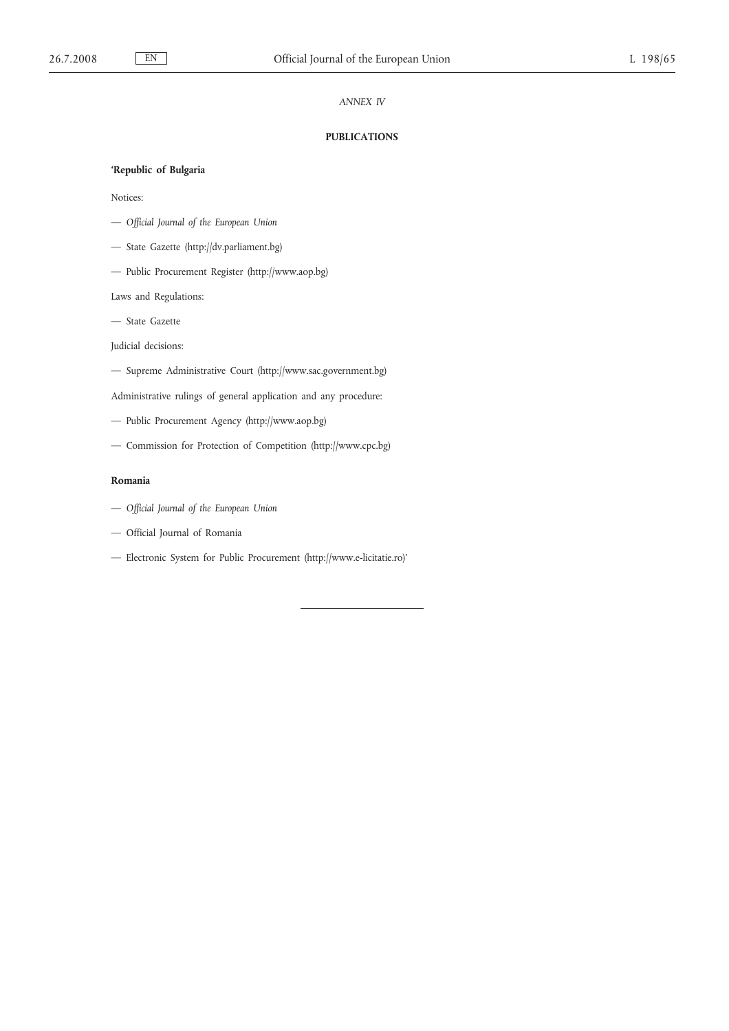*ANNEX IV*

**PUBLICATIONS**

**'Republic of Bulgaria**

Notices:

— *Official Journal of the European Union*

— State Gazette (http://dv.parliament.bg)

— Public Procurement Register (http://www.aop.bg)

Laws and Regulations:

— State Gazette

Judicial decisions:

— Supreme Administrative Court (http://www.sac.government.bg)

Administrative rulings of general application and any procedure:

— Public Procurement Agency (http://www.aop.bg)

— Commission for Protection of Competition (http://www.cpc.bg)

**Romania**

— *Official Journal of the European Union*

— Official Journal of Romania

— Electronic System for Public Procurement (http://www.e-licitatie.ro)'